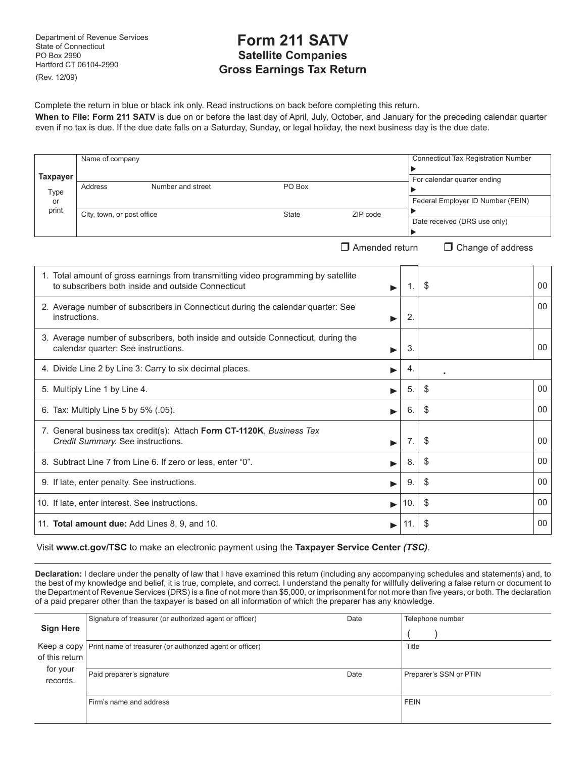Department of Revenue Services
State of Connecticut
PO Box 2990
Hartford CT 06104-2990
(Rev. 12/09)

# Form 211 SATV
## Satellite Companies
## Gross Earnings Tax Return

Complete the return in blue or black ink only. Read instructions on back before completing this return.

**When to File: Form 211 SATV** is due on or before the last day of April, July, October, and January for the preceding calendar quarter even if no tax is due. If the due date falls on a Saturday, Sunday, or legal holiday, the next business day is the due date.

| Taxpayer (Type or print) | | | | |
|---|---|---|---|---|
| Name of company | | | | Connecticut Tax Registration Number ▶ |
| Address | Number and street | PO Box | | For calendar quarter ending ▶ |
| | | | | Federal Employer ID Number (FEIN) ▶ |
| City, town, or post office | | State | ZIP code | Date received (DRS use only) ▶ |

☐ Amended return ☐ Change of address

| Line | Description | | Amount | |
|---|---|---|---|---|
| 1. | Total amount of gross earnings from transmitting video programming by satellite to subscribers both inside and outside Connecticut ▶ | 1. | $ | 00 |
| 2. | Average number of subscribers in Connecticut during the calendar quarter: See instructions. ▶ | 2. | | 00 |
| 3. | Average number of subscribers, both inside and outside Connecticut, during the calendar quarter: See instructions. ▶ | 3. | | 00 |
| 4. | Divide Line 2 by Line 3: Carry to six decimal places. ▶ | 4. | . | |
| 5. | Multiply Line 1 by Line 4. ▶ | 5. | $ | 00 |
| 6. | Tax: Multiply Line 5 by 5% (.05). ▶ | 6. | $ | 00 |
| 7. | General business tax credit(s): Attach **Form CT-1120K**, *Business Tax Credit Summary.* See instructions. ▶ | 7. | $ | 00 |
| 8. | Subtract Line 7 from Line 6. If zero or less, enter "0". ▶ | 8. | $ | 00 |
| 9. | If late, enter penalty. See instructions. ▶ | 9. | $ | 00 |
| 10. | If late, enter interest. See instructions. ▶ | 10. | $ | 00 |
| 11. | **Total amount due:** Add Lines 8, 9, and 10. ▶ | 11. | $ | 00 |

Visit **www.ct.gov/TSC** to make an electronic payment using the **Taxpayer Service Center** ***(TSC)***.

**Declaration:** I declare under the penalty of law that I have examined this return (including any accompanying schedules and statements) and, to the best of my knowledge and belief, it is true, complete, and correct. I understand the penalty for willfully delivering a false return or document to the Department of Revenue Services (DRS) is a fine of not more than $5,000, or imprisonment for not more than five years, or both. The declaration of a paid preparer other than the taxpayer is based on all information of which the preparer has any knowledge.

| **Sign Here** Keep a copy of this return for your records. | | | |
|---|---|---|---|
| | Signature of treasurer (or authorized agent or officer) | Date | Telephone number ( ) |
| | Print name of treasurer (or authorized agent or officer) | | Title |
| | Paid preparer's signature | Date | Preparer's SSN or PTIN |
| | Firm's name and address | | FEIN |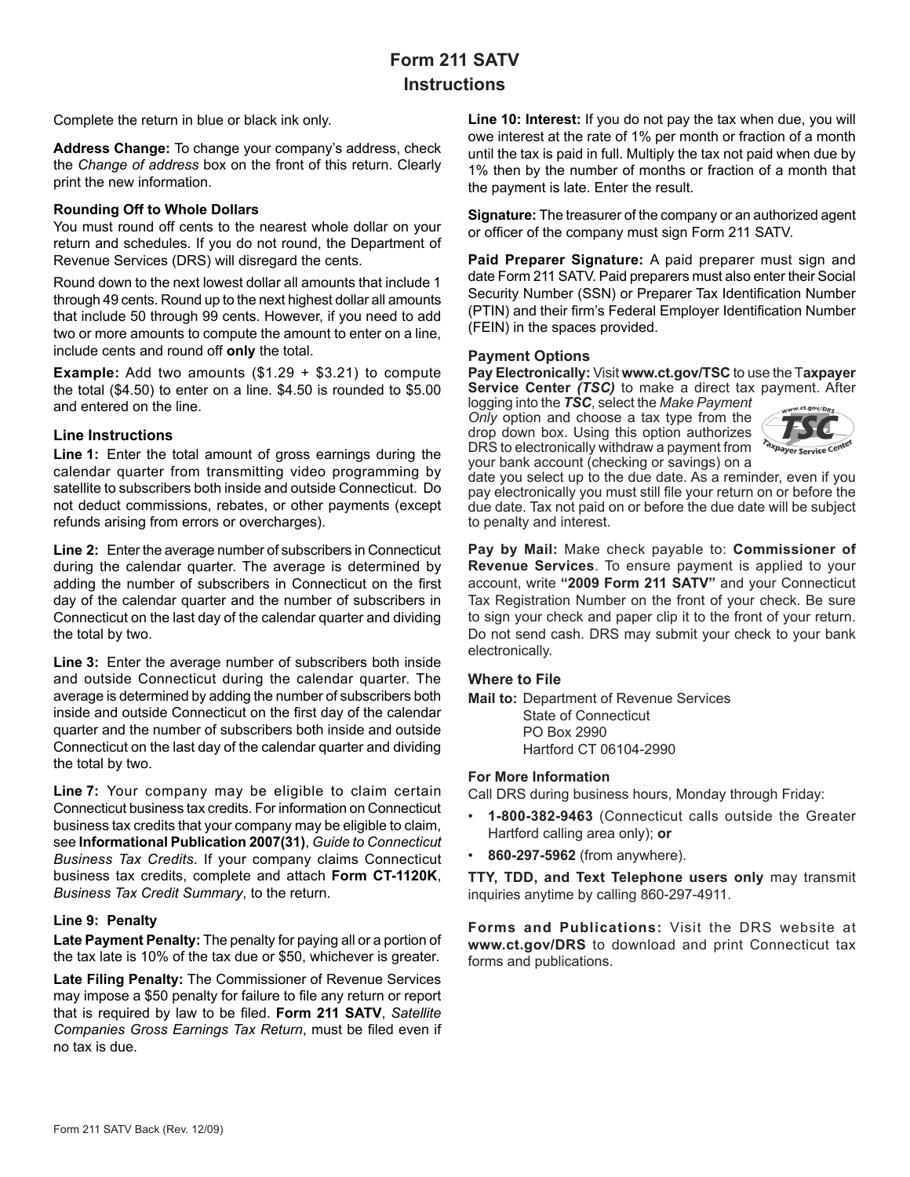# Form 211 SATV Instructions

Complete the return in blue or black ink only.

**Address Change:** To change your company's address, check the *Change of address* box on the front of this return. Clearly print the new information.

### Rounding Off to Whole Dollars

You must round off cents to the nearest whole dollar on your return and schedules. If you do not round, the Department of Revenue Services (DRS) will disregard the cents.

Round down to the next lowest dollar all amounts that include 1 through 49 cents. Round up to the next highest dollar all amounts that include 50 through 99 cents. However, if you need to add two or more amounts to compute the amount to enter on a line, include cents and round off **only** the total.

**Example:** Add two amounts ($1.29 + $3.21) to compute the total ($4.50) to enter on a line. $4.50 is rounded to $5.00 and entered on the line.

### Line Instructions

**Line 1:** Enter the total amount of gross earnings during the calendar quarter from transmitting video programming by satellite to subscribers both inside and outside Connecticut. Do not deduct commissions, rebates, or other payments (except refunds arising from errors or overcharges).

**Line 2:** Enter the average number of subscribers in Connecticut during the calendar quarter. The average is determined by adding the number of subscribers in Connecticut on the first day of the calendar quarter and the number of subscribers in Connecticut on the last day of the calendar quarter and dividing the total by two.

**Line 3:** Enter the average number of subscribers both inside and outside Connecticut during the calendar quarter. The average is determined by adding the number of subscribers both inside and outside Connecticut on the first day of the calendar quarter and the number of subscribers both inside and outside Connecticut on the last day of the calendar quarter and dividing the total by two.

**Line 7:** Your company may be eligible to claim certain Connecticut business tax credits. For information on Connecticut business tax credits that your company may be eligible to claim, see **Informational Publication 2007(31)**, *Guide to Connecticut Business Tax Credits*. If your company claims Connecticut business tax credits, complete and attach **Form CT-1120K**, *Business Tax Credit Summary*, to the return.

### Line 9: Penalty

**Late Payment Penalty:** The penalty for paying all or a portion of the tax late is 10% of the tax due or $50, whichever is greater.

**Late Filing Penalty:** The Commissioner of Revenue Services may impose a $50 penalty for failure to file any return or report that is required by law to be filed. **Form 211 SATV**, *Satellite Companies Gross Earnings Tax Return*, must be filed even if no tax is due.

**Line 10: Interest:** If you do not pay the tax when due, you will owe interest at the rate of 1% per month or fraction of a month until the tax is paid in full. Multiply the tax not paid when due by 1% then by the number of months or fraction of a month that the payment is late. Enter the result.

**Signature:** The treasurer of the company or an authorized agent or officer of the company must sign Form 211 SATV.

**Paid Preparer Signature:** A paid preparer must sign and date Form 211 SATV. Paid preparers must also enter their Social Security Number (SSN) or Preparer Tax Identification Number (PTIN) and their firm's Federal Employer Identification Number (FEIN) in the spaces provided.

### Payment Options

**Pay Electronically:** Visit **www.ct.gov/TSC** to use the T**axpayer Service Center** ***(TSC)*** to make a direct tax payment. After logging into the ***TSC***, select the *Make Payment Only* option and choose a tax type from the drop down box. Using this option authorizes DRS to electronically withdraw a payment from your bank account (checking or savings) on a date you select up to the due date. As a reminder, even if you pay electronically you must still file your return on or before the due date. Tax not paid on or before the due date will be subject to penalty and interest.

**Pay by Mail:** Make check payable to: **Commissioner of Revenue Services**. To ensure payment is applied to your account, write **"2009 Form 211 SATV"** and your Connecticut Tax Registration Number on the front of your check. Be sure to sign your check and paper clip it to the front of your return. Do not send cash. DRS may submit your check to your bank electronically.

### Where to File

**Mail to:** Department of Revenue Services
State of Connecticut
PO Box 2990
Hartford CT 06104-2990

### For More Information

Call DRS during business hours, Monday through Friday:

- **1-800-382-9463** (Connecticut calls outside the Greater Hartford calling area only); **or**
- **860-297-5962** (from anywhere).

**TTY, TDD, and Text Telephone users only** may transmit inquiries anytime by calling 860-297-4911.

**Forms and Publications:** Visit the DRS website at **www.ct.gov/DRS** to download and print Connecticut tax forms and publications.

Form 211 SATV Back (Rev. 12/09)